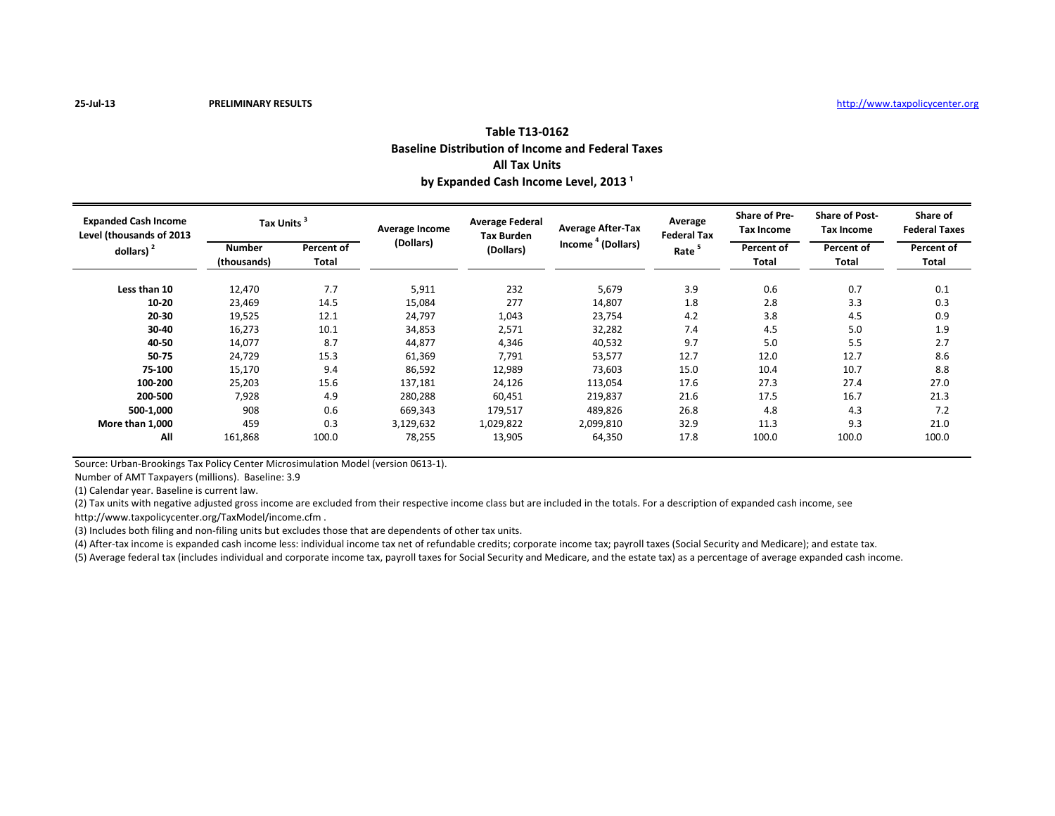25-Jul-13 **PRELIMINARY RESULTS** http://www.taxpolicycenter.org

# Table T13-0162
## Baseline Distribution of Income and Federal Taxes
## All Tax Units
## by Expanded Cash Income Level, 2013 [1]

| Expanded Cash Income Level (thousands of 2013 dollars) [2] | Tax Units [3] | | Average Income (Dollars) | Average Federal Tax Burden (Dollars) | Average After-Tax Income [4] (Dollars) | Average Federal Tax Rate [5] | Share of Pre-Tax Income | Share of Post-Tax Income | Share of Federal Taxes |
|---|---|---|---|---|---|---|---|---|---|
| | Number (thousands) | Percent of Total | | | | | Percent of Total | Percent of Total | Percent of Total |
| **Less than 10** | 12,470 | 7.7 | 5,911 | 232 | 5,679 | 3.9 | 0.6 | 0.7 | 0.1 |
| **10-20** | 23,469 | 14.5 | 15,084 | 277 | 14,807 | 1.8 | 2.8 | 3.3 | 0.3 |
| **20-30** | 19,525 | 12.1 | 24,797 | 1,043 | 23,754 | 4.2 | 3.8 | 4.5 | 0.9 |
| **30-40** | 16,273 | 10.1 | 34,853 | 2,571 | 32,282 | 7.4 | 4.5 | 5.0 | 1.9 |
| **40-50** | 14,077 | 8.7 | 44,877 | 4,346 | 40,532 | 9.7 | 5.0 | 5.5 | 2.7 |
| **50-75** | 24,729 | 15.3 | 61,369 | 7,791 | 53,577 | 12.7 | 12.0 | 12.7 | 8.6 |
| **75-100** | 15,170 | 9.4 | 86,592 | 12,989 | 73,603 | 15.0 | 10.4 | 10.7 | 8.8 |
| **100-200** | 25,203 | 15.6 | 137,181 | 24,126 | 113,054 | 17.6 | 27.3 | 27.4 | 27.0 |
| **200-500** | 7,928 | 4.9 | 280,288 | 60,451 | 219,837 | 21.6 | 17.5 | 16.7 | 21.3 |
| **500-1,000** | 908 | 0.6 | 669,343 | 179,517 | 489,826 | 26.8 | 4.8 | 4.3 | 7.2 |
| **More than 1,000** | 459 | 0.3 | 3,129,632 | 1,029,822 | 2,099,810 | 32.9 | 11.3 | 9.3 | 21.0 |
| **All** | 161,868 | 100.0 | 78,255 | 13,905 | 64,350 | 17.8 | 100.0 | 100.0 | 100.0 |

Source: Urban-Brookings Tax Policy Center Microsimulation Model (version 0613-1).

Number of AMT Taxpayers (millions). Baseline: 3.9

(1) Calendar year. Baseline is current law.

(2) Tax units with negative adjusted gross income are excluded from their respective income class but are included in the totals. For a description of expanded cash income, see http://www.taxpolicycenter.org/TaxModel/income.cfm .

(3) Includes both filing and non-filing units but excludes those that are dependents of other tax units.

(4) After-tax income is expanded cash income less: individual income tax net of refundable credits; corporate income tax; payroll taxes (Social Security and Medicare); and estate tax.

(5) Average federal tax (includes individual and corporate income tax, payroll taxes for Social Security and Medicare, and the estate tax) as a percentage of average expanded cash income.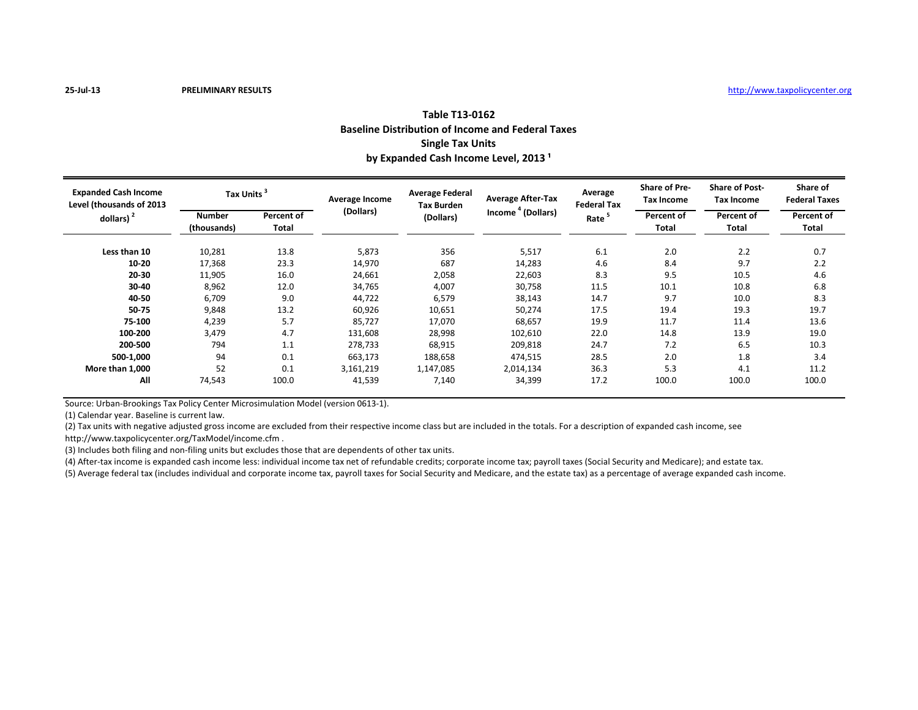25-Jul-13 **PRELIMINARY RESULTS** http://www.taxpolicycenter.org

## Table T13-0162
## Baseline Distribution of Income and Federal Taxes
## Single Tax Units
## by Expanded Cash Income Level, 2013 [1]

| Expanded Cash Income Level (thousands of 2013 dollars) [2] | Tax Units [3] | | Average Income (Dollars) | Average Federal Tax Burden (Dollars) | Average After-Tax Income [4] (Dollars) | Average Federal Tax Rate [5] | Share of Pre-Tax Income | Share of Post-Tax Income | Share of Federal Taxes |
|---|---|---|---|---|---|---|---|---|---|
| | Number (thousands) | Percent of Total | | | | | Percent of Total | Percent of Total | Percent of Total |
| **Less than 10** | 10,281 | 13.8 | 5,873 | 356 | 5,517 | 6.1 | 2.0 | 2.2 | 0.7 |
| **10-20** | 17,368 | 23.3 | 14,970 | 687 | 14,283 | 4.6 | 8.4 | 9.7 | 2.2 |
| **20-30** | 11,905 | 16.0 | 24,661 | 2,058 | 22,603 | 8.3 | 9.5 | 10.5 | 4.6 |
| **30-40** | 8,962 | 12.0 | 34,765 | 4,007 | 30,758 | 11.5 | 10.1 | 10.8 | 6.8 |
| **40-50** | 6,709 | 9.0 | 44,722 | 6,579 | 38,143 | 14.7 | 9.7 | 10.0 | 8.3 |
| **50-75** | 9,848 | 13.2 | 60,926 | 10,651 | 50,274 | 17.5 | 19.4 | 19.3 | 19.7 |
| **75-100** | 4,239 | 5.7 | 85,727 | 17,070 | 68,657 | 19.9 | 11.7 | 11.4 | 13.6 |
| **100-200** | 3,479 | 4.7 | 131,608 | 28,998 | 102,610 | 22.0 | 14.8 | 13.9 | 19.0 |
| **200-500** | 794 | 1.1 | 278,733 | 68,915 | 209,818 | 24.7 | 7.2 | 6.5 | 10.3 |
| **500-1,000** | 94 | 0.1 | 663,173 | 188,658 | 474,515 | 28.5 | 2.0 | 1.8 | 3.4 |
| **More than 1,000** | 52 | 0.1 | 3,161,219 | 1,147,085 | 2,014,134 | 36.3 | 5.3 | 4.1 | 11.2 |
| **All** | 74,543 | 100.0 | 41,539 | 7,140 | 34,399 | 17.2 | 100.0 | 100.0 | 100.0 |

Source: Urban-Brookings Tax Policy Center Microsimulation Model (version 0613-1).

(1) Calendar year. Baseline is current law.

(2) Tax units with negative adjusted gross income are excluded from their respective income class but are included in the totals. For a description of expanded cash income, see http://www.taxpolicycenter.org/TaxModel/income.cfm .

(3) Includes both filing and non-filing units but excludes those that are dependents of other tax units.

(4) After-tax income is expanded cash income less: individual income tax net of refundable credits; corporate income tax; payroll taxes (Social Security and Medicare); and estate tax.

(5) Average federal tax (includes individual and corporate income tax, payroll taxes for Social Security and Medicare, and the estate tax) as a percentage of average expanded cash income.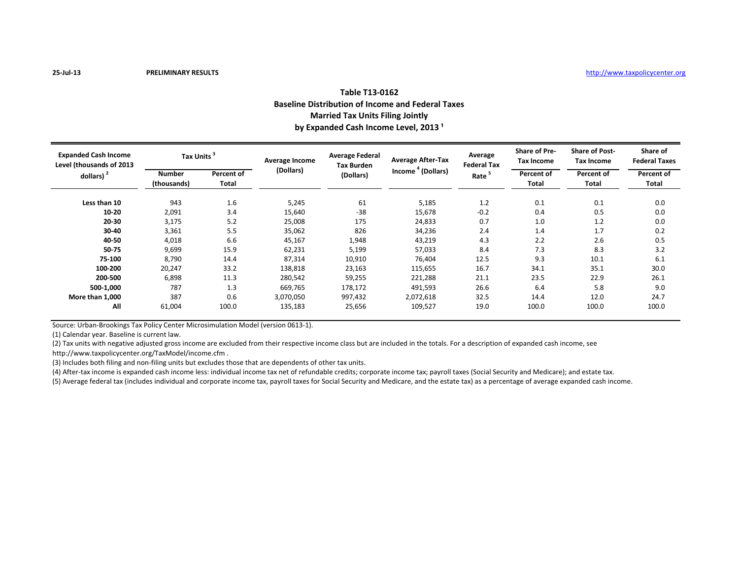25-Jul-13 **PRELIMINARY RESULTS** http://www.taxpolicycenter.org

## Table T13-0162
## Baseline Distribution of Income and Federal Taxes
## Married Tax Units Filing Jointly
## by Expanded Cash Income Level, 2013 [1]

| Expanded Cash Income Level (thousands of 2013 dollars) [2] | Tax Units [3] | | Average Income (Dollars) | Average Federal Tax Burden (Dollars) | Average After-Tax Income [4] (Dollars) | Average Federal Tax Rate [5] | Share of Pre-Tax Income | Share of Post-Tax Income | Share of Federal Taxes |
|---|---|---|---|---|---|---|---|---|---|
| | Number (thousands) | Percent of Total | | | | | Percent of Total | Percent of Total | Percent of Total |
| **Less than 10** | 943 | 1.6 | 5,245 | 61 | 5,185 | 1.2 | 0.1 | 0.1 | 0.0 |
| **10-20** | 2,091 | 3.4 | 15,640 | -38 | 15,678 | -0.2 | 0.4 | 0.5 | 0.0 |
| **20-30** | 3,175 | 5.2 | 25,008 | 175 | 24,833 | 0.7 | 1.0 | 1.2 | 0.0 |
| **30-40** | 3,361 | 5.5 | 35,062 | 826 | 34,236 | 2.4 | 1.4 | 1.7 | 0.2 |
| **40-50** | 4,018 | 6.6 | 45,167 | 1,948 | 43,219 | 4.3 | 2.2 | 2.6 | 0.5 |
| **50-75** | 9,699 | 15.9 | 62,231 | 5,199 | 57,033 | 8.4 | 7.3 | 8.3 | 3.2 |
| **75-100** | 8,790 | 14.4 | 87,314 | 10,910 | 76,404 | 12.5 | 9.3 | 10.1 | 6.1 |
| **100-200** | 20,247 | 33.2 | 138,818 | 23,163 | 115,655 | 16.7 | 34.1 | 35.1 | 30.0 |
| **200-500** | 6,898 | 11.3 | 280,542 | 59,255 | 221,288 | 21.1 | 23.5 | 22.9 | 26.1 |
| **500-1,000** | 787 | 1.3 | 669,765 | 178,172 | 491,593 | 26.6 | 6.4 | 5.8 | 9.0 |
| **More than 1,000** | 387 | 0.6 | 3,070,050 | 997,432 | 2,072,618 | 32.5 | 14.4 | 12.0 | 24.7 |
| **All** | 61,004 | 100.0 | 135,183 | 25,656 | 109,527 | 19.0 | 100.0 | 100.0 | 100.0 |

Source: Urban-Brookings Tax Policy Center Microsimulation Model (version 0613-1).

(1) Calendar year. Baseline is current law.

(2) Tax units with negative adjusted gross income are excluded from their respective income class but are included in the totals. For a description of expanded cash income, see http://www.taxpolicycenter.org/TaxModel/income.cfm .

(3) Includes both filing and non-filing units but excludes those that are dependents of other tax units.

(4) After-tax income is expanded cash income less: individual income tax net of refundable credits; corporate income tax; payroll taxes (Social Security and Medicare); and estate tax.

(5) Average federal tax (includes individual and corporate income tax, payroll taxes for Social Security and Medicare, and the estate tax) as a percentage of average expanded cash income.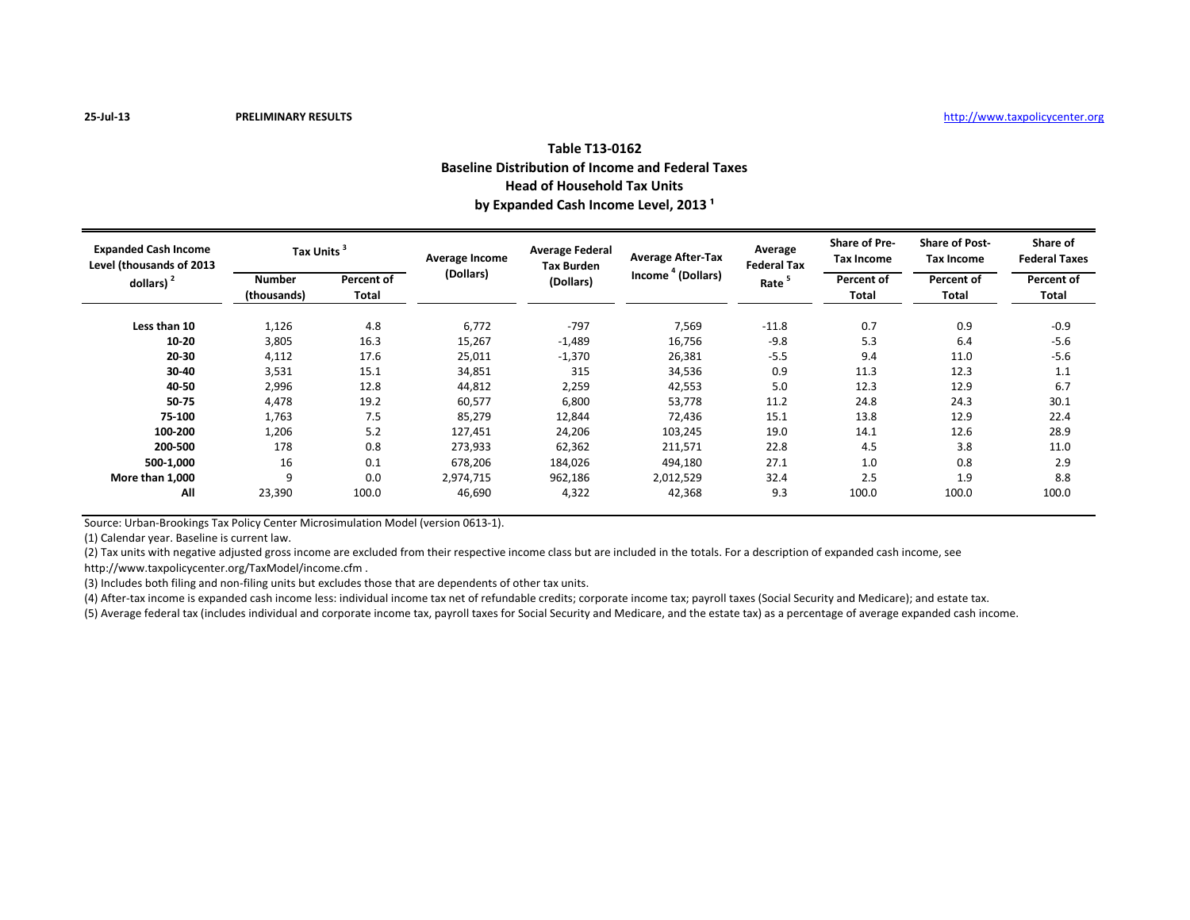25-Jul-13 **PRELIMINARY RESULTS** http://www.taxpolicycenter.org

## Table T13-0162
## Baseline Distribution of Income and Federal Taxes
## Head of Household Tax Units
## by Expanded Cash Income Level, 2013 [1]

| Expanded Cash Income Level (thousands of 2013 dollars) [2] | Tax Units [3] | | Average Income (Dollars) | Average Federal Tax Burden (Dollars) | Average After-Tax Income [4] (Dollars) | Average Federal Tax Rate [5] | Share of Pre-Tax Income | Share of Post-Tax Income | Share of Federal Taxes |
|---|---|---|---|---|---|---|---|---|---|
| | Number (thousands) | Percent of Total | | | | | Percent of Total | Percent of Total | Percent of Total |
| **Less than 10** | 1,126 | 4.8 | 6,772 | -797 | 7,569 | -11.8 | 0.7 | 0.9 | -0.9 |
| **10-20** | 3,805 | 16.3 | 15,267 | -1,489 | 16,756 | -9.8 | 5.3 | 6.4 | -5.6 |
| **20-30** | 4,112 | 17.6 | 25,011 | -1,370 | 26,381 | -5.5 | 9.4 | 11.0 | -5.6 |
| **30-40** | 3,531 | 15.1 | 34,851 | 315 | 34,536 | 0.9 | 11.3 | 12.3 | 1.1 |
| **40-50** | 2,996 | 12.8 | 44,812 | 2,259 | 42,553 | 5.0 | 12.3 | 12.9 | 6.7 |
| **50-75** | 4,478 | 19.2 | 60,577 | 6,800 | 53,778 | 11.2 | 24.8 | 24.3 | 30.1 |
| **75-100** | 1,763 | 7.5 | 85,279 | 12,844 | 72,436 | 15.1 | 13.8 | 12.9 | 22.4 |
| **100-200** | 1,206 | 5.2 | 127,451 | 24,206 | 103,245 | 19.0 | 14.1 | 12.6 | 28.9 |
| **200-500** | 178 | 0.8 | 273,933 | 62,362 | 211,571 | 22.8 | 4.5 | 3.8 | 11.0 |
| **500-1,000** | 16 | 0.1 | 678,206 | 184,026 | 494,180 | 27.1 | 1.0 | 0.8 | 2.9 |
| **More than 1,000** | 9 | 0.0 | 2,974,715 | 962,186 | 2,012,529 | 32.4 | 2.5 | 1.9 | 8.8 |
| **All** | 23,390 | 100.0 | 46,690 | 4,322 | 42,368 | 9.3 | 100.0 | 100.0 | 100.0 |

Source: Urban-Brookings Tax Policy Center Microsimulation Model (version 0613-1).

(1) Calendar year. Baseline is current law.

(2) Tax units with negative adjusted gross income are excluded from their respective income class but are included in the totals. For a description of expanded cash income, see http://www.taxpolicycenter.org/TaxModel/income.cfm .

(3) Includes both filing and non-filing units but excludes those that are dependents of other tax units.

(4) After-tax income is expanded cash income less: individual income tax net of refundable credits; corporate income tax; payroll taxes (Social Security and Medicare); and estate tax.

(5) Average federal tax (includes individual and corporate income tax, payroll taxes for Social Security and Medicare, and the estate tax) as a percentage of average expanded cash income.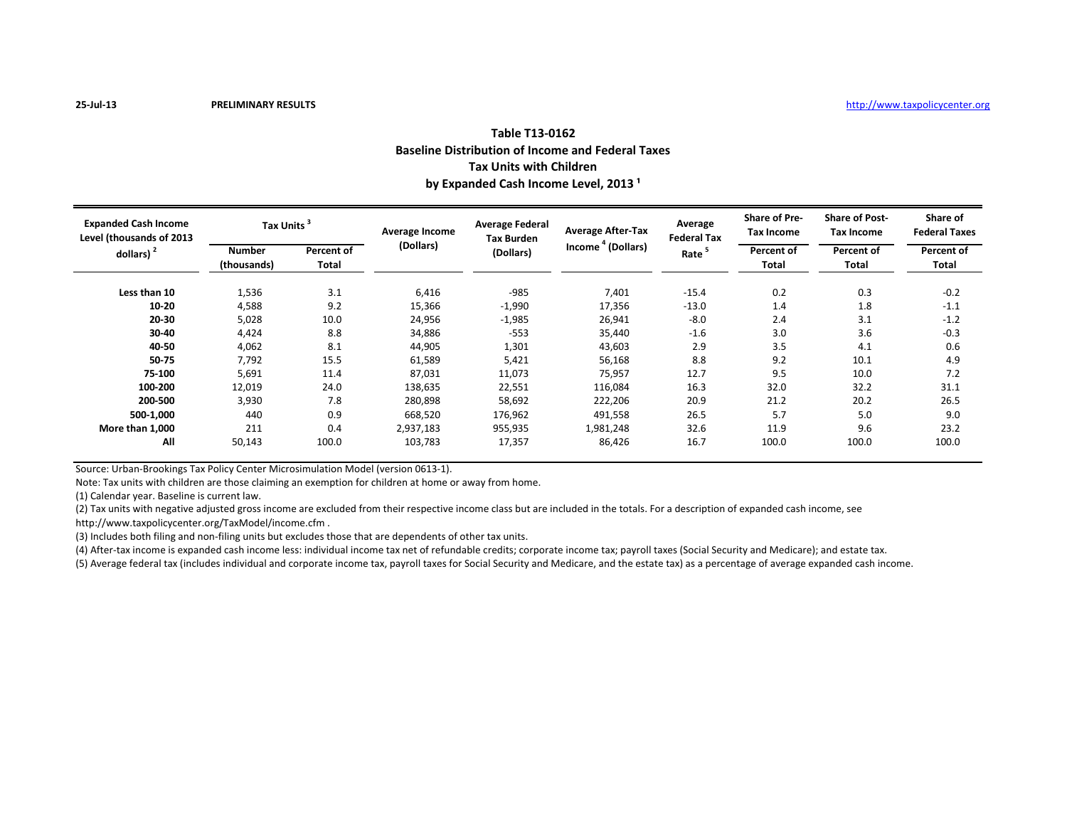25-Jul-13 **PRELIMINARY RESULTS** http://www.taxpolicycenter.org

## Table T13-0162
## Baseline Distribution of Income and Federal Taxes
## Tax Units with Children
## by Expanded Cash Income Level, 2013 [1]

| Expanded Cash Income Level (thousands of 2013 dollars) [2] | Tax Units [3] | | Average Income (Dollars) | Average Federal Tax Burden (Dollars) | Average After-Tax Income [4] (Dollars) | Average Federal Tax Rate [5] | Share of Pre-Tax Income | Share of Post-Tax Income | Share of Federal Taxes |
|---|---|---|---|---|---|---|---|---|---|
| | Number (thousands) | Percent of Total | | | | | Percent of Total | Percent of Total | Percent of Total |
| **Less than 10** | 1,536 | 3.1 | 6,416 | -985 | 7,401 | -15.4 | 0.2 | 0.3 | -0.2 |
| **10-20** | 4,588 | 9.2 | 15,366 | -1,990 | 17,356 | -13.0 | 1.4 | 1.8 | -1.1 |
| **20-30** | 5,028 | 10.0 | 24,956 | -1,985 | 26,941 | -8.0 | 2.4 | 3.1 | -1.2 |
| **30-40** | 4,424 | 8.8 | 34,886 | -553 | 35,440 | -1.6 | 3.0 | 3.6 | -0.3 |
| **40-50** | 4,062 | 8.1 | 44,905 | 1,301 | 43,603 | 2.9 | 3.5 | 4.1 | 0.6 |
| **50-75** | 7,792 | 15.5 | 61,589 | 5,421 | 56,168 | 8.8 | 9.2 | 10.1 | 4.9 |
| **75-100** | 5,691 | 11.4 | 87,031 | 11,073 | 75,957 | 12.7 | 9.5 | 10.0 | 7.2 |
| **100-200** | 12,019 | 24.0 | 138,635 | 22,551 | 116,084 | 16.3 | 32.0 | 32.2 | 31.1 |
| **200-500** | 3,930 | 7.8 | 280,898 | 58,692 | 222,206 | 20.9 | 21.2 | 20.2 | 26.5 |
| **500-1,000** | 440 | 0.9 | 668,520 | 176,962 | 491,558 | 26.5 | 5.7 | 5.0 | 9.0 |
| **More than 1,000** | 211 | 0.4 | 2,937,183 | 955,935 | 1,981,248 | 32.6 | 11.9 | 9.6 | 23.2 |
| **All** | 50,143 | 100.0 | 103,783 | 17,357 | 86,426 | 16.7 | 100.0 | 100.0 | 100.0 |

Source: Urban-Brookings Tax Policy Center Microsimulation Model (version 0613-1).

Note: Tax units with children are those claiming an exemption for children at home or away from home.

(1) Calendar year. Baseline is current law.

(2) Tax units with negative adjusted gross income are excluded from their respective income class but are included in the totals. For a description of expanded cash income, see http://www.taxpolicycenter.org/TaxModel/income.cfm .

(3) Includes both filing and non-filing units but excludes those that are dependents of other tax units.

(4) After-tax income is expanded cash income less: individual income tax net of refundable credits; corporate income tax; payroll taxes (Social Security and Medicare); and estate tax.

(5) Average federal tax (includes individual and corporate income tax, payroll taxes for Social Security and Medicare, and the estate tax) as a percentage of average expanded cash income.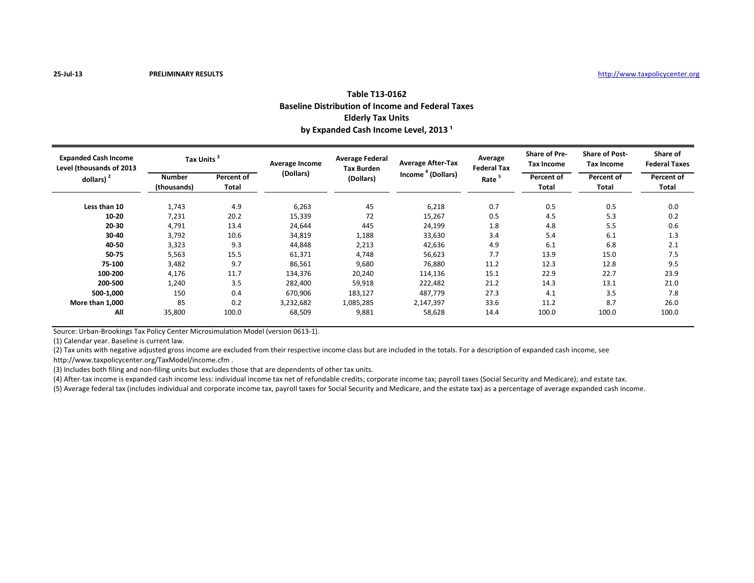25-Jul-13 **PRELIMINARY RESULTS** http://www.taxpolicycenter.org

## Table T13-0162
## Baseline Distribution of Income and Federal Taxes
## Elderly Tax Units
## by Expanded Cash Income Level, 2013 [1]

| Expanded Cash Income Level (thousands of 2013 dollars) [2] | Tax Units [3] | | Average Income (Dollars) | Average Federal Tax Burden (Dollars) | Average After-Tax Income [4] (Dollars) | Average Federal Tax Rate [5] | Share of Pre-Tax Income | Share of Post-Tax Income | Share of Federal Taxes |
|---|---|---|---|---|---|---|---|---|---|
| | Number (thousands) | Percent of Total | | | | | Percent of Total | Percent of Total | Percent of Total |
| **Less than 10** | 1,743 | 4.9 | 6,263 | 45 | 6,218 | 0.7 | 0.5 | 0.5 | 0.0 |
| **10-20** | 7,231 | 20.2 | 15,339 | 72 | 15,267 | 0.5 | 4.5 | 5.3 | 0.2 |
| **20-30** | 4,791 | 13.4 | 24,644 | 445 | 24,199 | 1.8 | 4.8 | 5.5 | 0.6 |
| **30-40** | 3,792 | 10.6 | 34,819 | 1,188 | 33,630 | 3.4 | 5.4 | 6.1 | 1.3 |
| **40-50** | 3,323 | 9.3 | 44,848 | 2,213 | 42,636 | 4.9 | 6.1 | 6.8 | 2.1 |
| **50-75** | 5,563 | 15.5 | 61,371 | 4,748 | 56,623 | 7.7 | 13.9 | 15.0 | 7.5 |
| **75-100** | 3,482 | 9.7 | 86,561 | 9,680 | 76,880 | 11.2 | 12.3 | 12.8 | 9.5 |
| **100-200** | 4,176 | 11.7 | 134,376 | 20,240 | 114,136 | 15.1 | 22.9 | 22.7 | 23.9 |
| **200-500** | 1,240 | 3.5 | 282,400 | 59,918 | 222,482 | 21.2 | 14.3 | 13.1 | 21.0 |
| **500-1,000** | 150 | 0.4 | 670,906 | 183,127 | 487,779 | 27.3 | 4.1 | 3.5 | 7.8 |
| **More than 1,000** | 85 | 0.2 | 3,232,682 | 1,085,285 | 2,147,397 | 33.6 | 11.2 | 8.7 | 26.0 |
| **All** | 35,800 | 100.0 | 68,509 | 9,881 | 58,628 | 14.4 | 100.0 | 100.0 | 100.0 |

Source: Urban-Brookings Tax Policy Center Microsimulation Model (version 0613-1).

(1) Calendar year. Baseline is current law.

(2) Tax units with negative adjusted gross income are excluded from their respective income class but are included in the totals. For a description of expanded cash income, see http://www.taxpolicycenter.org/TaxModel/income.cfm .

(3) Includes both filing and non-filing units but excludes those that are dependents of other tax units.

(4) After-tax income is expanded cash income less: individual income tax net of refundable credits; corporate income tax; payroll taxes (Social Security and Medicare); and estate tax.

(5) Average federal tax (includes individual and corporate income tax, payroll taxes for Social Security and Medicare, and the estate tax) as a percentage of average expanded cash income.